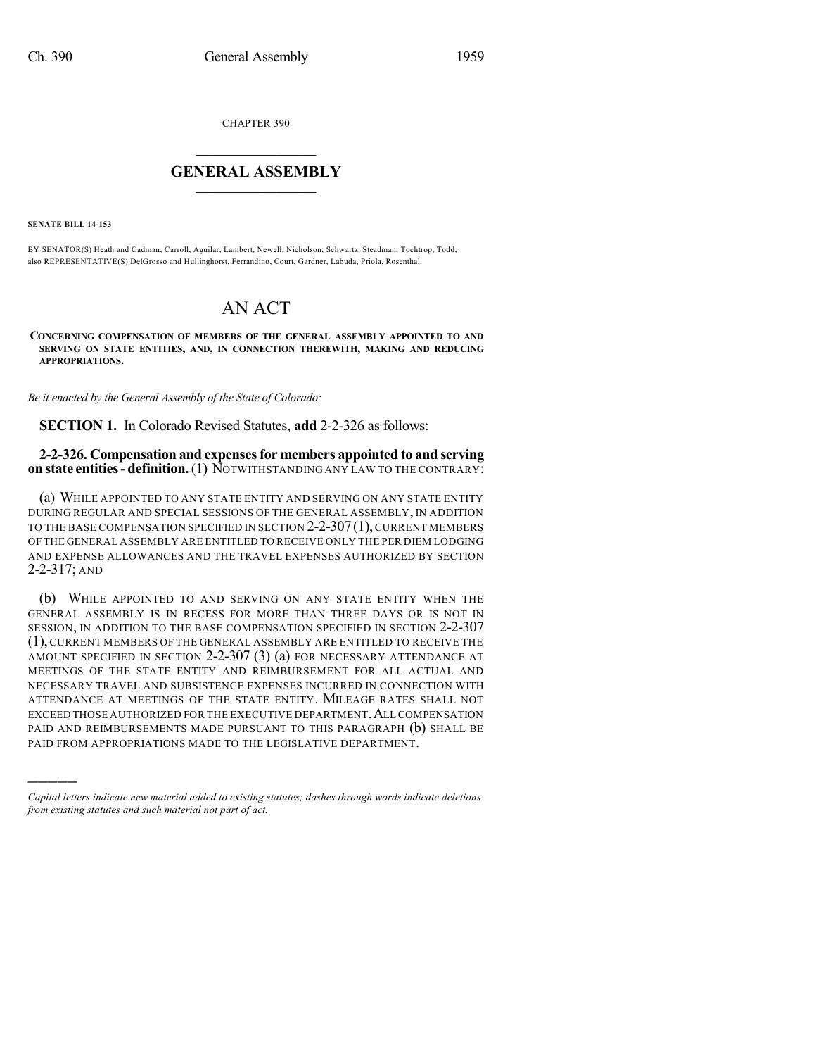CHAPTER 390

# GENERAL ASSEMBLY

**SENATE BILL 14-153**

BY SENATOR(S) Heath and Cadman, Carroll, Aguilar, Lambert, Newell, Nicholson, Schwartz, Steadman, Tochtrop, Todd;
also REPRESENTATIVE(S) DelGrosso and Hullinghorst, Ferrandino, Court, Gardner, Labuda, Priola, Rosenthal.

# AN ACT

**CONCERNING COMPENSATION OF MEMBERS OF THE GENERAL ASSEMBLY APPOINTED TO AND SERVING ON STATE ENTITIES, AND, IN CONNECTION THEREWITH, MAKING AND REDUCING APPROPRIATIONS.**

*Be it enacted by the General Assembly of the State of Colorado:*

**SECTION 1.** In Colorado Revised Statutes, **add** 2-2-326 as follows:

**2-2-326. Compensation and expenses for members appointed to and serving on state entities - definition.** (1) NOTWITHSTANDING ANY LAW TO THE CONTRARY:

(a) WHILE APPOINTED TO ANY STATE ENTITY AND SERVING ON ANY STATE ENTITY DURING REGULAR AND SPECIAL SESSIONS OF THE GENERAL ASSEMBLY, IN ADDITION TO THE BASE COMPENSATION SPECIFIED IN SECTION 2-2-307 (1), CURRENT MEMBERS OF THE GENERAL ASSEMBLY ARE ENTITLED TO RECEIVE ONLY THE PER DIEM LODGING AND EXPENSE ALLOWANCES AND THE TRAVEL EXPENSES AUTHORIZED BY SECTION 2-2-317; AND

(b) WHILE APPOINTED TO AND SERVING ON ANY STATE ENTITY WHEN THE GENERAL ASSEMBLY IS IN RECESS FOR MORE THAN THREE DAYS OR IS NOT IN SESSION, IN ADDITION TO THE BASE COMPENSATION SPECIFIED IN SECTION 2-2-307 (1), CURRENT MEMBERS OF THE GENERAL ASSEMBLY ARE ENTITLED TO RECEIVE THE AMOUNT SPECIFIED IN SECTION 2-2-307 (3) (a) FOR NECESSARY ATTENDANCE AT MEETINGS OF THE STATE ENTITY AND REIMBURSEMENT FOR ALL ACTUAL AND NECESSARY TRAVEL AND SUBSISTENCE EXPENSES INCURRED IN CONNECTION WITH ATTENDANCE AT MEETINGS OF THE STATE ENTITY. MILEAGE RATES SHALL NOT EXCEED THOSE AUTHORIZED FOR THE EXECUTIVE DEPARTMENT. ALL COMPENSATION PAID AND REIMBURSEMENTS MADE PURSUANT TO THIS PARAGRAPH (b) SHALL BE PAID FROM APPROPRIATIONS MADE TO THE LEGISLATIVE DEPARTMENT.

---

*Capital letters indicate new material added to existing statutes; dashes through words indicate deletions from existing statutes and such material not part of act.*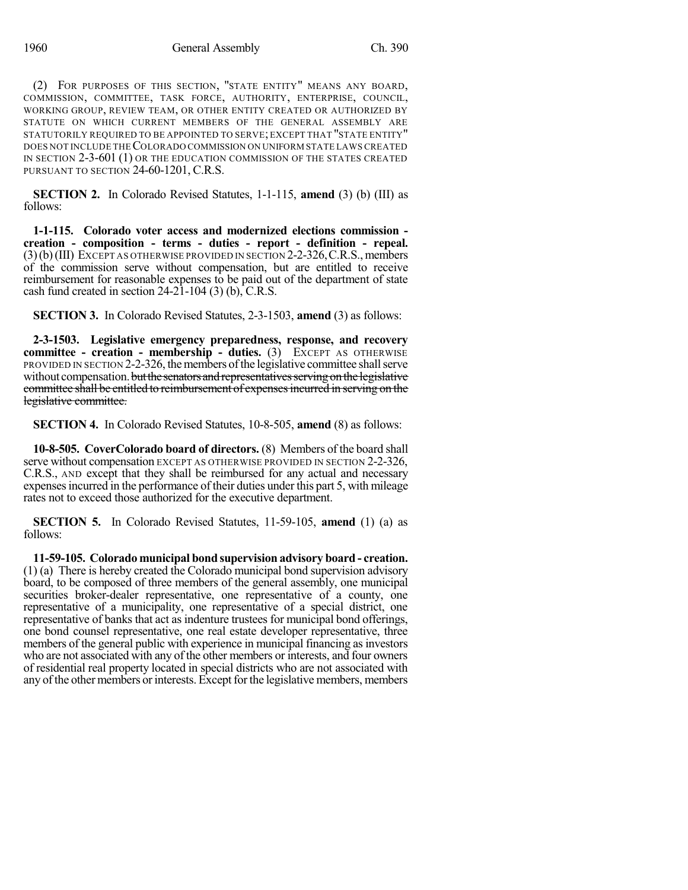(2) FOR PURPOSES OF THIS SECTION, "STATE ENTITY" MEANS ANY BOARD, COMMISSION, COMMITTEE, TASK FORCE, AUTHORITY, ENTERPRISE, COUNCIL, WORKING GROUP, REVIEW TEAM, OR OTHER ENTITY CREATED OR AUTHORIZED BY STATUTE ON WHICH CURRENT MEMBERS OF THE GENERAL ASSEMBLY ARE STATUTORILY REQUIRED TO BE APPOINTED TO SERVE; EXCEPT THAT "STATE ENTITY" DOES NOT INCLUDE THE COLORADO COMMISSION ON UNIFORM STATE LAWS CREATED IN SECTION 2-3-601 (1) OR THE EDUCATION COMMISSION OF THE STATES CREATED PURSUANT TO SECTION 24-60-1201, C.R.S.

**SECTION 2.** In Colorado Revised Statutes, 1-1-115, **amend** (3) (b) (III) as follows:

**1-1-115. Colorado voter access and modernized elections commission - creation - composition - terms - duties - report - definition - repeal.** (3) (b) (III) EXCEPT AS OTHERWISE PROVIDED IN SECTION 2-2-326, C.R.S., members of the commission serve without compensation, but are entitled to receive reimbursement for reasonable expenses to be paid out of the department of state cash fund created in section 24-21-104 (3) (b), C.R.S.

**SECTION 3.** In Colorado Revised Statutes, 2-3-1503, **amend** (3) as follows:

**2-3-1503. Legislative emergency preparedness, response, and recovery committee - creation - membership - duties.** (3) EXCEPT AS OTHERWISE PROVIDED IN SECTION 2-2-326, the members of the legislative committee shall serve without compensation. ~~but the senators and representatives serving on the legislative committee shall be entitled to reimbursement of expenses incurred in serving on the legislative committee.~~

**SECTION 4.** In Colorado Revised Statutes, 10-8-505, **amend** (8) as follows:

**10-8-505. CoverColorado board of directors.** (8) Members of the board shall serve without compensation EXCEPT AS OTHERWISE PROVIDED IN SECTION 2-2-326, C.R.S., AND except that they shall be reimbursed for any actual and necessary expenses incurred in the performance of their duties under this part 5, with mileage rates not to exceed those authorized for the executive department.

**SECTION 5.** In Colorado Revised Statutes, 11-59-105, **amend** (1) (a) as follows:

**11-59-105. Colorado municipal bond supervision advisory board - creation.** (1) (a) There is hereby created the Colorado municipal bond supervision advisory board, to be composed of three members of the general assembly, one municipal securities broker-dealer representative, one representative of a county, one representative of a municipality, one representative of a special district, one representative of banks that act as indenture trustees for municipal bond offerings, one bond counsel representative, one real estate developer representative, three members of the general public with experience in municipal financing as investors who are not associated with any of the other members or interests, and four owners of residential real property located in special districts who are not associated with any of the other members or interests. Except for the legislative members, members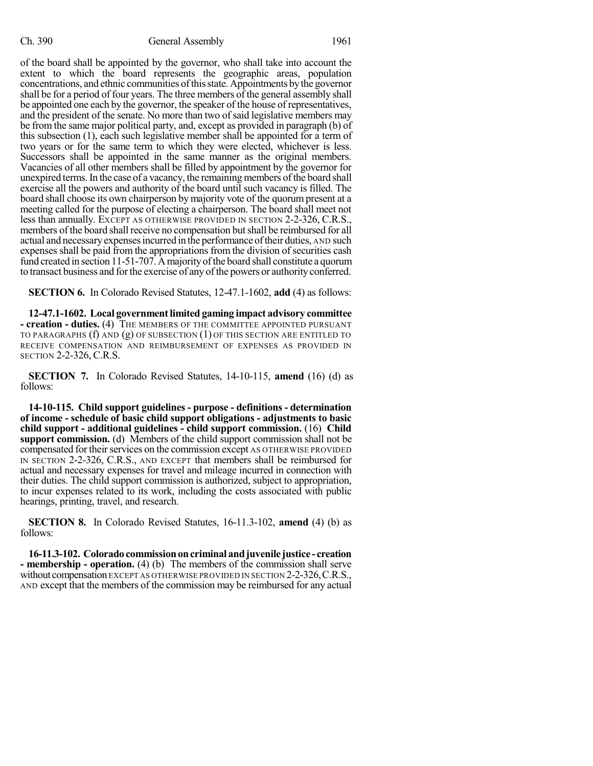of the board shall be appointed by the governor, who shall take into account the extent to which the board represents the geographic areas, population concentrations, and ethnic communities of this state. Appointments by the governor shall be for a period of four years. The three members of the general assembly shall be appointed one each by the governor, the speaker of the house of representatives, and the president of the senate. No more than two of said legislative members may be from the same major political party, and, except as provided in paragraph (b) of this subsection (1), each such legislative member shall be appointed for a term of two years or for the same term to which they were elected, whichever is less. Successors shall be appointed in the same manner as the original members. Vacancies of all other members shall be filled by appointment by the governor for unexpired terms. In the case of a vacancy, the remaining members of the board shall exercise all the powers and authority of the board until such vacancy is filled. The board shall choose its own chairperson by majority vote of the quorum present at a meeting called for the purpose of electing a chairperson. The board shall meet not less than annually. EXCEPT AS OTHERWISE PROVIDED IN SECTION 2-2-326, C.R.S., members of the board shall receive no compensation but shall be reimbursed for all actual and necessary expenses incurred in the performance of their duties, AND such expenses shall be paid from the appropriations from the division of securities cash fund created in section 11-51-707. A majority of the board shall constitute a quorum to transact business and for the exercise of any of the powers or authority conferred.

**SECTION 6.** In Colorado Revised Statutes, 12-47.1-1602, **add** (4) as follows:

**12-47.1-1602. Local government limited gaming impact advisory committee - creation - duties.** (4) THE MEMBERS OF THE COMMITTEE APPOINTED PURSUANT TO PARAGRAPHS (f) AND (g) OF SUBSECTION (1) OF THIS SECTION ARE ENTITLED TO RECEIVE COMPENSATION AND REIMBURSEMENT OF EXPENSES AS PROVIDED IN SECTION 2-2-326, C.R.S.

**SECTION 7.** In Colorado Revised Statutes, 14-10-115, **amend** (16) (d) as follows:

**14-10-115. Child support guidelines - purpose - definitions - determination of income - schedule of basic child support obligations - adjustments to basic child support - additional guidelines - child support commission.** (16) **Child support commission.** (d) Members of the child support commission shall not be compensated for their services on the commission except AS OTHERWISE PROVIDED IN SECTION 2-2-326, C.R.S., AND EXCEPT that members shall be reimbursed for actual and necessary expenses for travel and mileage incurred in connection with their duties. The child support commission is authorized, subject to appropriation, to incur expenses related to its work, including the costs associated with public hearings, printing, travel, and research.

**SECTION 8.** In Colorado Revised Statutes, 16-11.3-102, **amend** (4) (b) as follows:

**16-11.3-102. Colorado commission on criminal and juvenile justice - creation - membership - operation.** (4) (b) The members of the commission shall serve without compensation EXCEPT AS OTHERWISE PROVIDED IN SECTION 2-2-326, C.R.S., AND except that the members of the commission may be reimbursed for any actual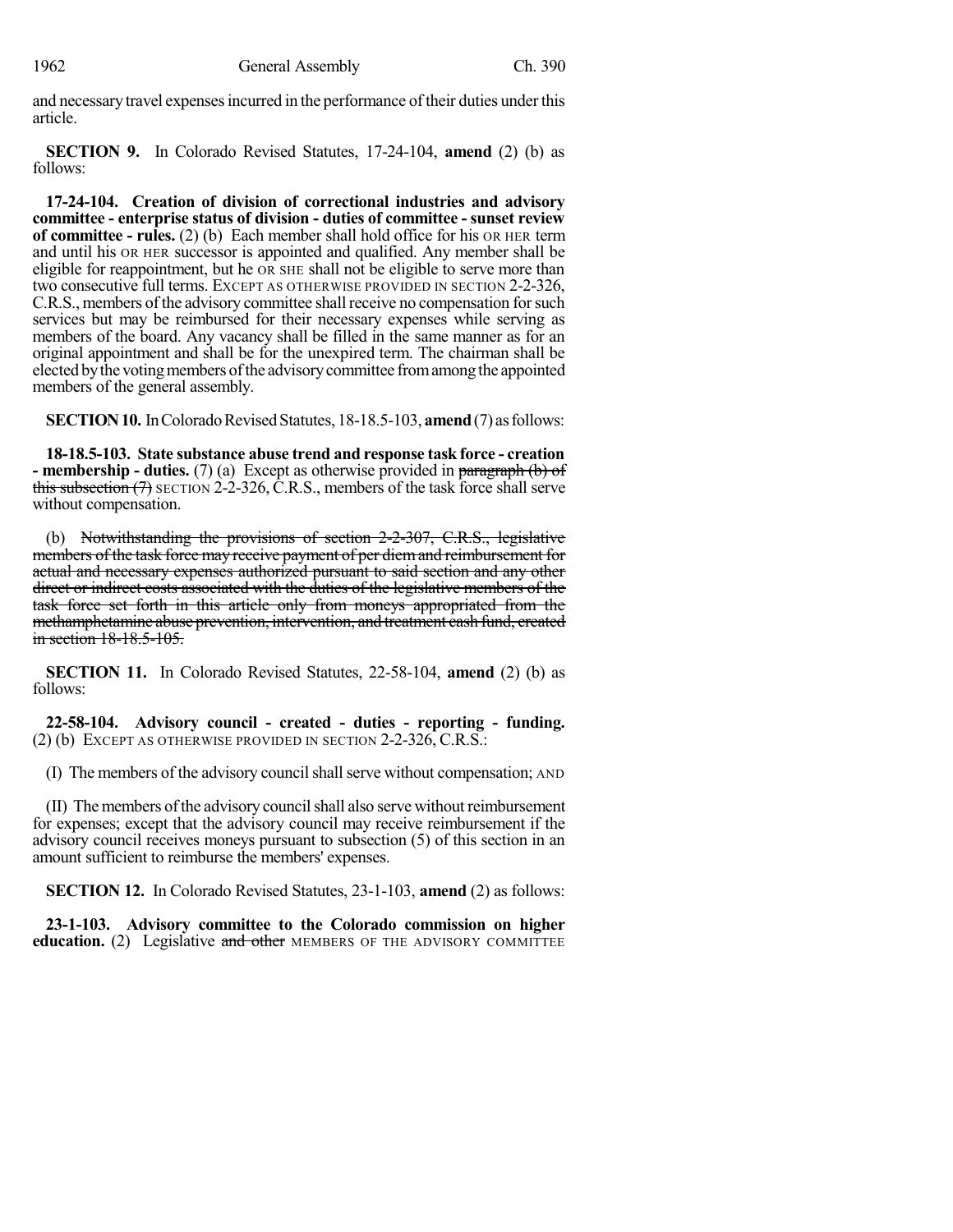and necessary travel expenses incurred in the performance of their duties under this article.

**SECTION 9.** In Colorado Revised Statutes, 17-24-104, **amend** (2) (b) as follows:

**17-24-104. Creation of division of correctional industries and advisory committee - enterprise status of division - duties of committee - sunset review of committee - rules.** (2) (b) Each member shall hold office for his OR HER term and until his OR HER successor is appointed and qualified. Any member shall be eligible for reappointment, but he OR SHE shall not be eligible to serve more than two consecutive full terms. EXCEPT AS OTHERWISE PROVIDED IN SECTION 2-2-326, C.R.S., members of the advisory committee shall receive no compensation for such services but may be reimbursed for their necessary expenses while serving as members of the board. Any vacancy shall be filled in the same manner as for an original appointment and shall be for the unexpired term. The chairman shall be elected by the voting members of the advisory committee from among the appointed members of the general assembly.

**SECTION 10.** In Colorado Revised Statutes, 18-18.5-103, **amend** (7) as follows:

**18-18.5-103. State substance abuse trend and response task force - creation - membership - duties.** (7) (a) Except as otherwise provided in ~~paragraph (b) of this subsection (7)~~ SECTION 2-2-326, C.R.S., members of the task force shall serve without compensation.

(b) ~~Notwithstanding the provisions of section 2-2-307, C.R.S., legislative members of the task force may receive payment of per diem and reimbursement for actual and necessary expenses authorized pursuant to said section and any other direct or indirect costs associated with the duties of the legislative members of the task force set forth in this article only from moneys appropriated from the methamphetamine abuse prevention, intervention, and treatment cash fund, created in section 18-18.5-105.~~

**SECTION 11.** In Colorado Revised Statutes, 22-58-104, **amend** (2) (b) as follows:

**22-58-104. Advisory council - created - duties - reporting - funding.** (2) (b) EXCEPT AS OTHERWISE PROVIDED IN SECTION 2-2-326, C.R.S.:

(I) The members of the advisory council shall serve without compensation; AND

(II) The members of the advisory council shall also serve without reimbursement for expenses; except that the advisory council may receive reimbursement if the advisory council receives moneys pursuant to subsection (5) of this section in an amount sufficient to reimburse the members' expenses.

**SECTION 12.** In Colorado Revised Statutes, 23-1-103, **amend** (2) as follows:

**23-1-103. Advisory committee to the Colorado commission on higher education.** (2) Legislative ~~and other~~ MEMBERS OF THE ADVISORY COMMITTEE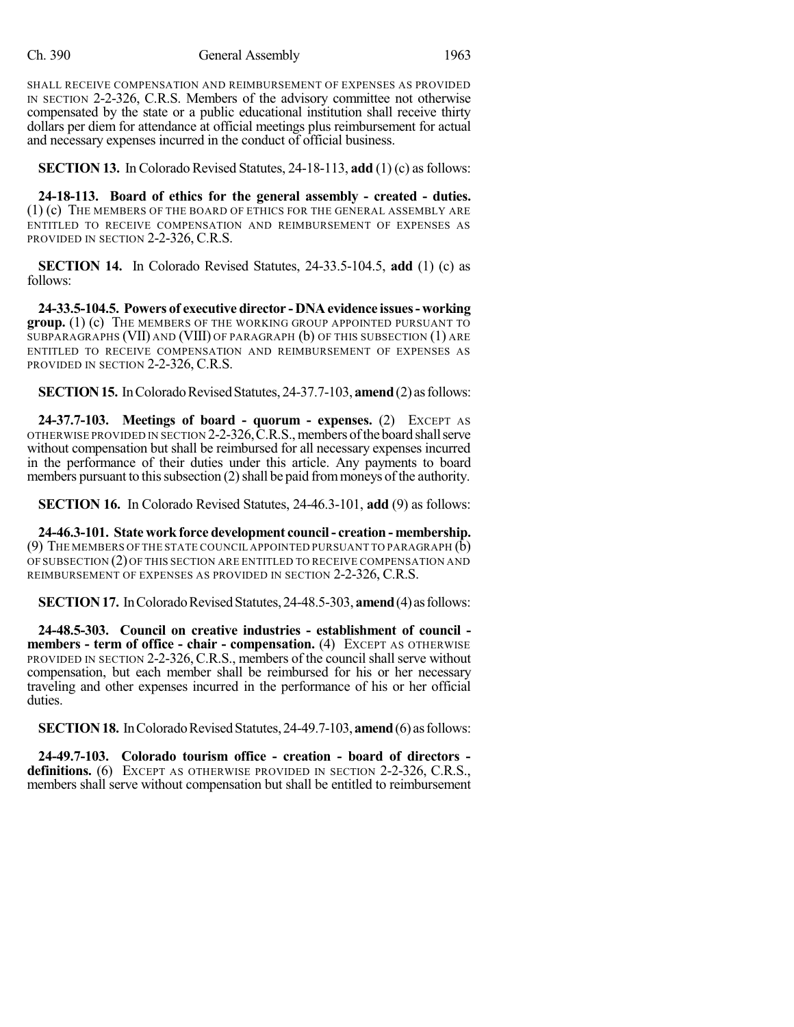SHALL RECEIVE COMPENSATION AND REIMBURSEMENT OF EXPENSES AS PROVIDED IN SECTION 2-2-326, C.R.S. Members of the advisory committee not otherwise compensated by the state or a public educational institution shall receive thirty dollars per diem for attendance at official meetings plus reimbursement for actual and necessary expenses incurred in the conduct of official business.

**SECTION 13.** In Colorado Revised Statutes, 24-18-113, **add** (1) (c) as follows:

**24-18-113. Board of ethics for the general assembly - created - duties.** (1) (c) THE MEMBERS OF THE BOARD OF ETHICS FOR THE GENERAL ASSEMBLY ARE ENTITLED TO RECEIVE COMPENSATION AND REIMBURSEMENT OF EXPENSES AS PROVIDED IN SECTION 2-2-326, C.R.S.

**SECTION 14.** In Colorado Revised Statutes, 24-33.5-104.5, **add** (1) (c) as follows:

**24-33.5-104.5. Powers of executive director - DNA evidence issues - working group.** (1) (c) THE MEMBERS OF THE WORKING GROUP APPOINTED PURSUANT TO SUBPARAGRAPHS (VII) AND (VIII) OF PARAGRAPH (b) OF THIS SUBSECTION (1) ARE ENTITLED TO RECEIVE COMPENSATION AND REIMBURSEMENT OF EXPENSES AS PROVIDED IN SECTION 2-2-326, C.R.S.

**SECTION 15.** In Colorado Revised Statutes, 24-37.7-103, **amend** (2) as follows:

**24-37.7-103. Meetings of board - quorum - expenses.** (2) EXCEPT AS OTHERWISE PROVIDED IN SECTION 2-2-326, C.R.S., members of the board shall serve without compensation but shall be reimbursed for all necessary expenses incurred in the performance of their duties under this article. Any payments to board members pursuant to this subsection (2) shall be paid from moneys of the authority.

**SECTION 16.** In Colorado Revised Statutes, 24-46.3-101, **add** (9) as follows:

**24-46.3-101. State work force development council - creation - membership.** (9) THE MEMBERS OF THE STATE COUNCIL APPOINTED PURSUANT TO PARAGRAPH (b) OF SUBSECTION (2) OF THIS SECTION ARE ENTITLED TO RECEIVE COMPENSATION AND REIMBURSEMENT OF EXPENSES AS PROVIDED IN SECTION 2-2-326, C.R.S.

**SECTION 17.** In Colorado Revised Statutes, 24-48.5-303, **amend** (4) as follows:

**24-48.5-303. Council on creative industries - establishment of council - members - term of office - chair - compensation.** (4) EXCEPT AS OTHERWISE PROVIDED IN SECTION 2-2-326, C.R.S., members of the council shall serve without compensation, but each member shall be reimbursed for his or her necessary traveling and other expenses incurred in the performance of his or her official duties.

**SECTION 18.** In Colorado Revised Statutes, 24-49.7-103, **amend** (6) as follows:

**24-49.7-103. Colorado tourism office - creation - board of directors - definitions.** (6) EXCEPT AS OTHERWISE PROVIDED IN SECTION 2-2-326, C.R.S., members shall serve without compensation but shall be entitled to reimbursement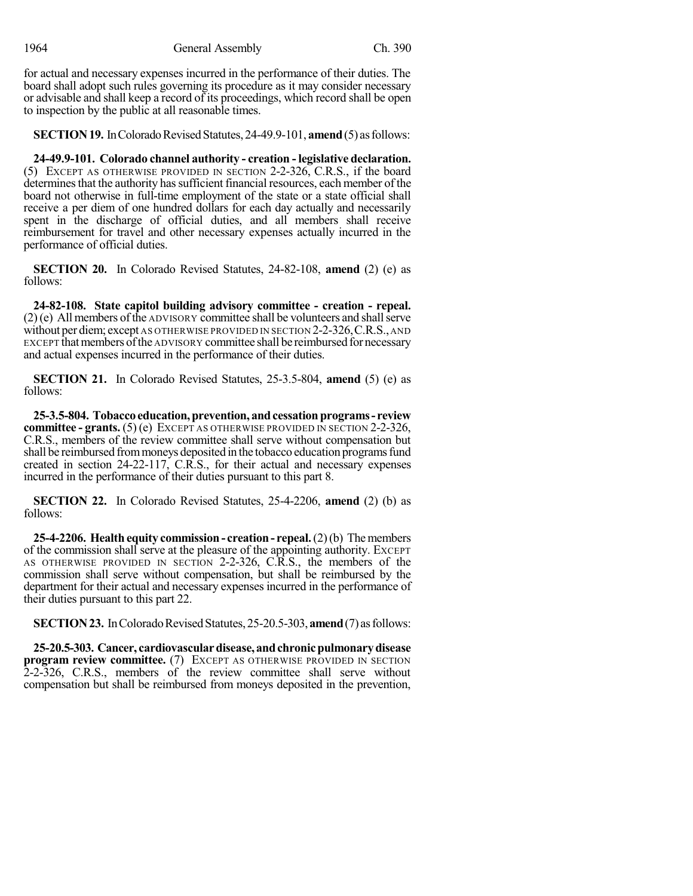for actual and necessary expenses incurred in the performance of their duties. The board shall adopt such rules governing its procedure as it may consider necessary or advisable and shall keep a record of its proceedings, which record shall be open to inspection by the public at all reasonable times.

**SECTION 19.** In Colorado Revised Statutes, 24-49.9-101, **amend** (5) as follows:

**24-49.9-101. Colorado channel authority - creation - legislative declaration.** (5) EXCEPT AS OTHERWISE PROVIDED IN SECTION 2-2-326, C.R.S., if the board determines that the authority has sufficient financial resources, each member of the board not otherwise in full-time employment of the state or a state official shall receive a per diem of one hundred dollars for each day actually and necessarily spent in the discharge of official duties, and all members shall receive reimbursement for travel and other necessary expenses actually incurred in the performance of official duties.

**SECTION 20.** In Colorado Revised Statutes, 24-82-108, **amend** (2) (e) as follows:

**24-82-108. State capitol building advisory committee - creation - repeal.** (2) (e) All members of the ADVISORY committee shall be volunteers and shall serve without per diem; except AS OTHERWISE PROVIDED IN SECTION 2-2-326, C.R.S., AND EXCEPT that members of the ADVISORY committee shall be reimbursed for necessary and actual expenses incurred in the performance of their duties.

**SECTION 21.** In Colorado Revised Statutes, 25-3.5-804, **amend** (5) (e) as follows:

**25-3.5-804. Tobacco education, prevention, and cessation programs - review committee - grants.** (5) (e) EXCEPT AS OTHERWISE PROVIDED IN SECTION 2-2-326, C.R.S., members of the review committee shall serve without compensation but shall be reimbursed from moneys deposited in the tobacco education programs fund created in section 24-22-117, C.R.S., for their actual and necessary expenses incurred in the performance of their duties pursuant to this part 8.

**SECTION 22.** In Colorado Revised Statutes, 25-4-2206, **amend** (2) (b) as follows:

**25-4-2206. Health equity commission - creation - repeal.** (2) (b) The members of the commission shall serve at the pleasure of the appointing authority. EXCEPT AS OTHERWISE PROVIDED IN SECTION 2-2-326, C.R.S., the members of the commission shall serve without compensation, but shall be reimbursed by the department for their actual and necessary expenses incurred in the performance of their duties pursuant to this part 22.

**SECTION 23.** In Colorado Revised Statutes, 25-20.5-303, **amend** (7) as follows:

**25-20.5-303. Cancer, cardiovascular disease, and chronic pulmonary disease program review committee.** (7) EXCEPT AS OTHERWISE PROVIDED IN SECTION 2-2-326, C.R.S., members of the review committee shall serve without compensation but shall be reimbursed from moneys deposited in the prevention,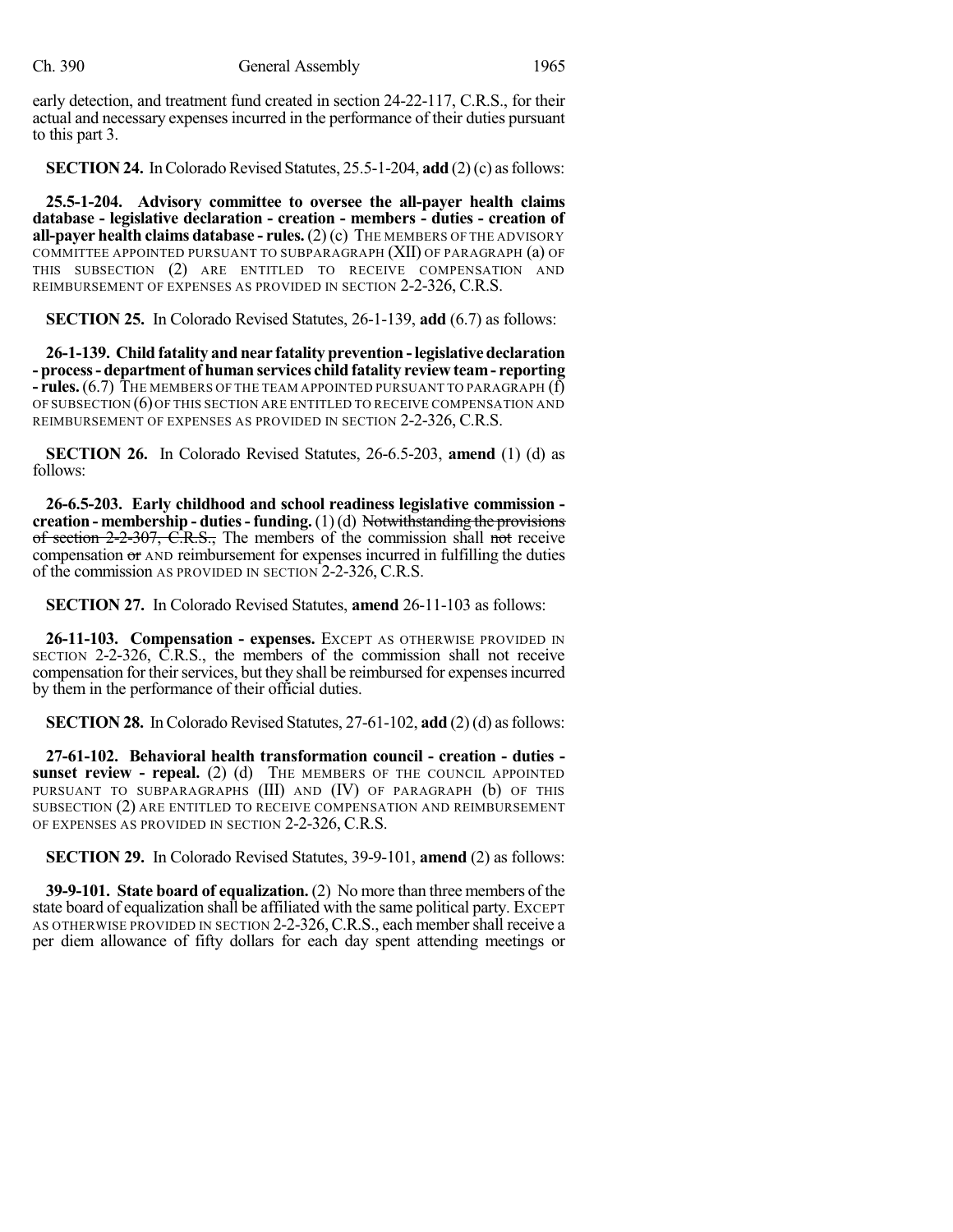early detection, and treatment fund created in section 24-22-117, C.R.S., for their actual and necessary expenses incurred in the performance of their duties pursuant to this part 3.

**SECTION 24.** In Colorado Revised Statutes, 25.5-1-204, **add** (2) (c) as follows:

**25.5-1-204. Advisory committee to oversee the all-payer health claims database - legislative declaration - creation - members - duties - creation of all-payer health claims database - rules.** (2) (c) THE MEMBERS OF THE ADVISORY COMMITTEE APPOINTED PURSUANT TO SUBPARAGRAPH (XII) OF PARAGRAPH (a) OF THIS SUBSECTION (2) ARE ENTITLED TO RECEIVE COMPENSATION AND REIMBURSEMENT OF EXPENSES AS PROVIDED IN SECTION 2-2-326, C.R.S.

**SECTION 25.** In Colorado Revised Statutes, 26-1-139, **add** (6.7) as follows:

**26-1-139. Child fatality and near fatality prevention - legislative declaration - process - department of human services child fatality review team - reporting - rules.** (6.7) THE MEMBERS OF THE TEAM APPOINTED PURSUANT TO PARAGRAPH (f) OF SUBSECTION (6) OF THIS SECTION ARE ENTITLED TO RECEIVE COMPENSATION AND REIMBURSEMENT OF EXPENSES AS PROVIDED IN SECTION 2-2-326, C.R.S.

**SECTION 26.** In Colorado Revised Statutes, 26-6.5-203, **amend** (1) (d) as follows:

**26-6.5-203. Early childhood and school readiness legislative commission - creation - membership - duties - funding.** (1) (d) ~~Notwithstanding the provisions of section 2-2-307, C.R.S.,~~ The members of the commission shall ~~not~~ receive compensation ~~or~~ AND reimbursement for expenses incurred in fulfilling the duties of the commission AS PROVIDED IN SECTION 2-2-326, C.R.S.

**SECTION 27.** In Colorado Revised Statutes, **amend** 26-11-103 as follows:

**26-11-103. Compensation - expenses.** EXCEPT AS OTHERWISE PROVIDED IN SECTION 2-2-326, C.R.S., the members of the commission shall not receive compensation for their services, but they shall be reimbursed for expenses incurred by them in the performance of their official duties.

**SECTION 28.** In Colorado Revised Statutes, 27-61-102, **add** (2) (d) as follows:

**27-61-102. Behavioral health transformation council - creation - duties - sunset review - repeal.** (2) (d) THE MEMBERS OF THE COUNCIL APPOINTED PURSUANT TO SUBPARAGRAPHS (III) AND (IV) OF PARAGRAPH (b) OF THIS SUBSECTION (2) ARE ENTITLED TO RECEIVE COMPENSATION AND REIMBURSEMENT OF EXPENSES AS PROVIDED IN SECTION 2-2-326, C.R.S.

**SECTION 29.** In Colorado Revised Statutes, 39-9-101, **amend** (2) as follows:

**39-9-101. State board of equalization.** (2) No more than three members of the state board of equalization shall be affiliated with the same political party. EXCEPT AS OTHERWISE PROVIDED IN SECTION 2-2-326, C.R.S., each member shall receive a per diem allowance of fifty dollars for each day spent attending meetings or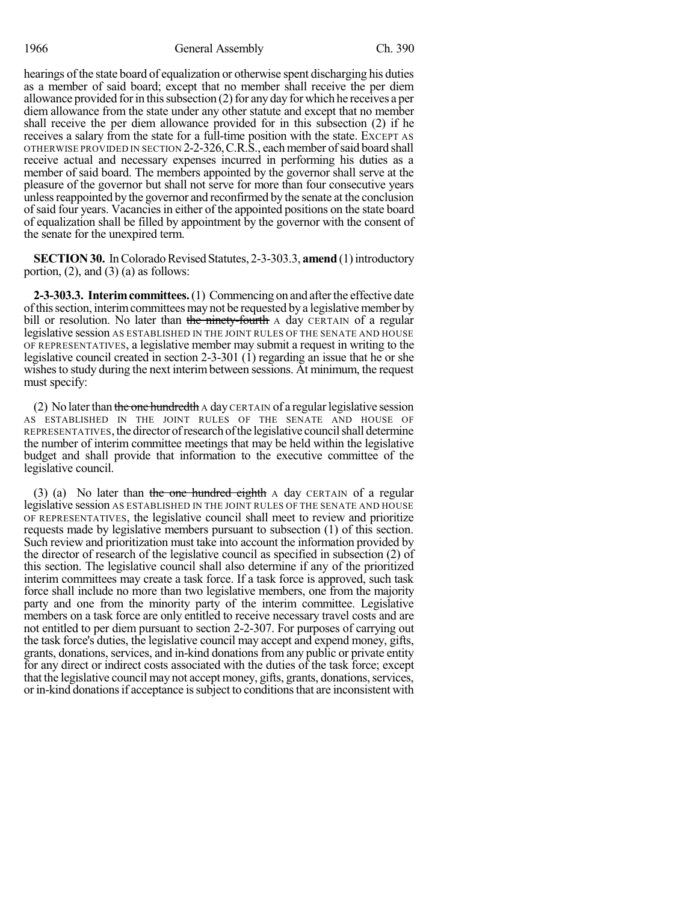hearings of the state board of equalization or otherwise spent discharging his duties as a member of said board; except that no member shall receive the per diem allowance provided for in this subsection (2) for any day for which he receives a per diem allowance from the state under any other statute and except that no member shall receive the per diem allowance provided for in this subsection (2) if he receives a salary from the state for a full-time position with the state. EXCEPT AS OTHERWISE PROVIDED IN SECTION 2-2-326, C.R.S., each member of said board shall receive actual and necessary expenses incurred in performing his duties as a member of said board. The members appointed by the governor shall serve at the pleasure of the governor but shall not serve for more than four consecutive years unless reappointed by the governor and reconfirmed by the senate at the conclusion of said four years. Vacancies in either of the appointed positions on the state board of equalization shall be filled by appointment by the governor with the consent of the senate for the unexpired term.

**SECTION 30.** In Colorado Revised Statutes, 2-3-303.3, **amend** (1) introductory portion, (2), and (3) (a) as follows:

**2-3-303.3. Interim committees.** (1) Commencing on and after the effective date of this section, interim committees may not be requested by a legislative member by bill or resolution. No later than ~~the ninety-fourth~~ A day CERTAIN of a regular legislative session AS ESTABLISHED IN THE JOINT RULES OF THE SENATE AND HOUSE OF REPRESENTATIVES, a legislative member may submit a request in writing to the legislative council created in section 2-3-301 (1) regarding an issue that he or she wishes to study during the next interim between sessions. At minimum, the request must specify:

(2) No later than ~~the one hundredth~~ A day CERTAIN of a regular legislative session AS ESTABLISHED IN THE JOINT RULES OF THE SENATE AND HOUSE OF REPRESENTATIVES, the director of research of the legislative council shall determine the number of interim committee meetings that may be held within the legislative budget and shall provide that information to the executive committee of the legislative council.

(3) (a) No later than ~~the one hundred eighth~~ A day CERTAIN of a regular legislative session AS ESTABLISHED IN THE JOINT RULES OF THE SENATE AND HOUSE OF REPRESENTATIVES, the legislative council shall meet to review and prioritize requests made by legislative members pursuant to subsection (1) of this section. Such review and prioritization must take into account the information provided by the director of research of the legislative council as specified in subsection (2) of this section. The legislative council shall also determine if any of the prioritized interim committees may create a task force. If a task force is approved, such task force shall include no more than two legislative members, one from the majority party and one from the minority party of the interim committee. Legislative members on a task force are only entitled to receive necessary travel costs and are not entitled to per diem pursuant to section 2-2-307. For purposes of carrying out the task force's duties, the legislative council may accept and expend money, gifts, grants, donations, services, and in-kind donations from any public or private entity for any direct or indirect costs associated with the duties of the task force; except that the legislative council may not accept money, gifts, grants, donations, services, or in-kind donations if acceptance is subject to conditions that are inconsistent with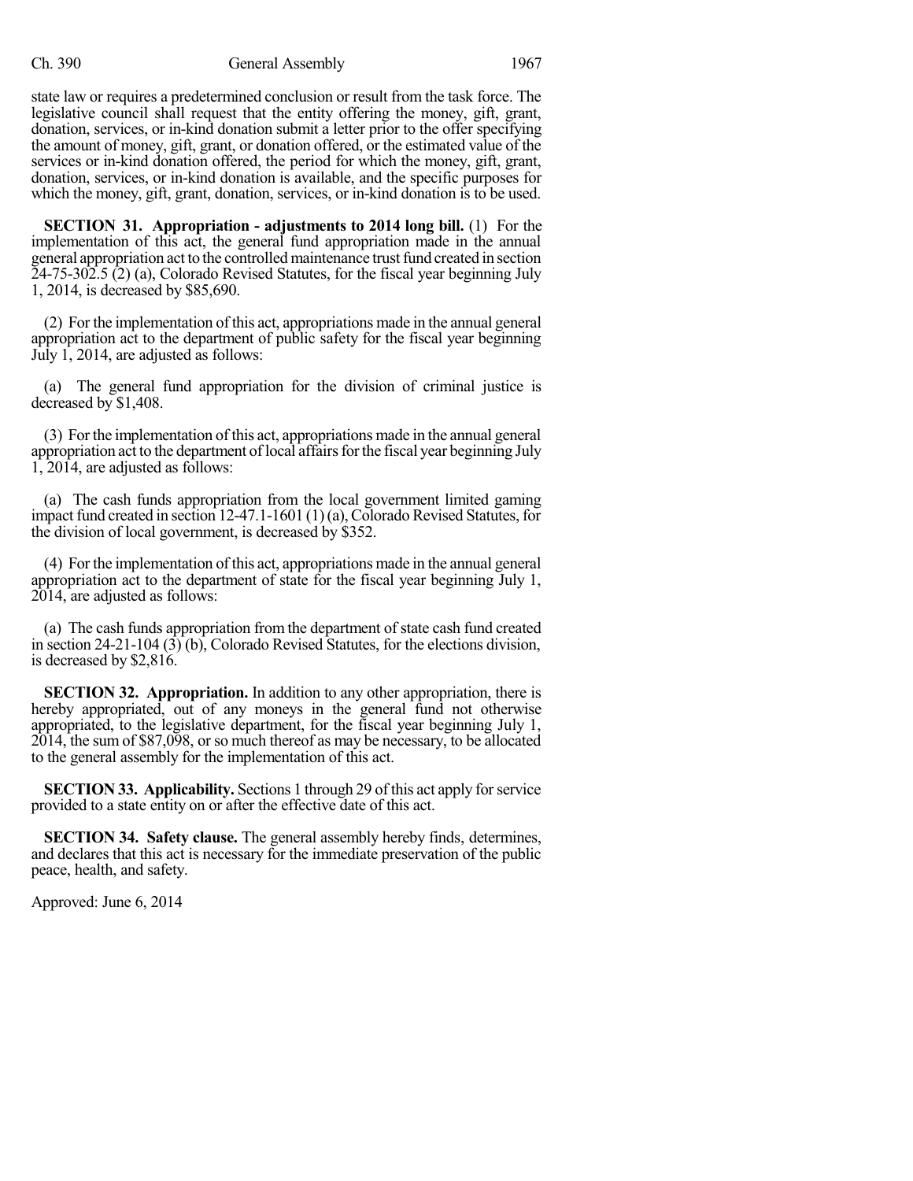state law or requires a predetermined conclusion or result from the task force. The legislative council shall request that the entity offering the money, gift, grant, donation, services, or in-kind donation submit a letter prior to the offer specifying the amount of money, gift, grant, or donation offered, or the estimated value of the services or in-kind donation offered, the period for which the money, gift, grant, donation, services, or in-kind donation is available, and the specific purposes for which the money, gift, grant, donation, services, or in-kind donation is to be used.

**SECTION 31. Appropriation - adjustments to 2014 long bill.** (1) For the implementation of this act, the general fund appropriation made in the annual general appropriation act to the controlled maintenance trust fund created in section 24-75-302.5 (2) (a), Colorado Revised Statutes, for the fiscal year beginning July 1, 2014, is decreased by $85,690.

(2) For the implementation of this act, appropriations made in the annual general appropriation act to the department of public safety for the fiscal year beginning July 1, 2014, are adjusted as follows:

(a) The general fund appropriation for the division of criminal justice is decreased by $1,408.

(3) For the implementation of this act, appropriations made in the annual general appropriation act to the department of local affairs for the fiscal year beginning July 1, 2014, are adjusted as follows:

(a) The cash funds appropriation from the local government limited gaming impact fund created in section 12-47.1-1601 (1) (a), Colorado Revised Statutes, for the division of local government, is decreased by $352.

(4) For the implementation of this act, appropriations made in the annual general appropriation act to the department of state for the fiscal year beginning July 1, 2014, are adjusted as follows:

(a) The cash funds appropriation from the department of state cash fund created in section 24-21-104 (3) (b), Colorado Revised Statutes, for the elections division, is decreased by $2,816.

**SECTION 32. Appropriation.** In addition to any other appropriation, there is hereby appropriated, out of any moneys in the general fund not otherwise appropriated, to the legislative department, for the fiscal year beginning July 1, 2014, the sum of $87,098, or so much thereof as may be necessary, to be allocated to the general assembly for the implementation of this act.

**SECTION 33. Applicability.** Sections 1 through 29 of this act apply for service provided to a state entity on or after the effective date of this act.

**SECTION 34. Safety clause.** The general assembly hereby finds, determines, and declares that this act is necessary for the immediate preservation of the public peace, health, and safety.

Approved: June 6, 2014